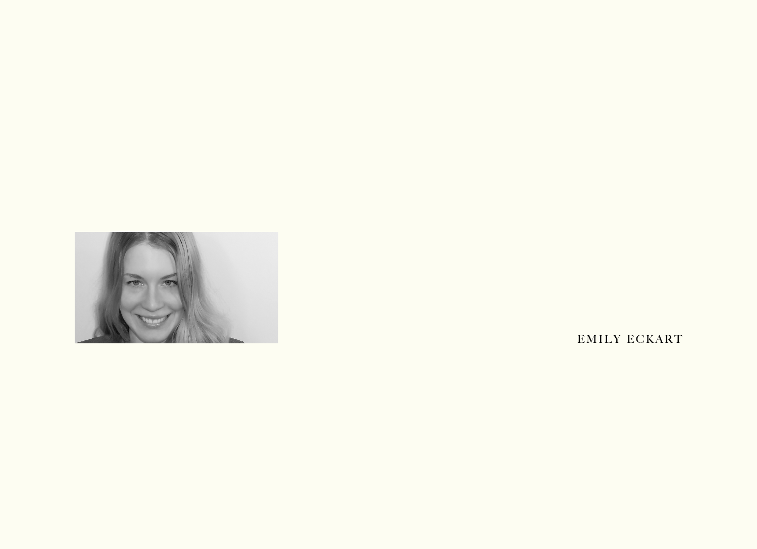EMILY ECKART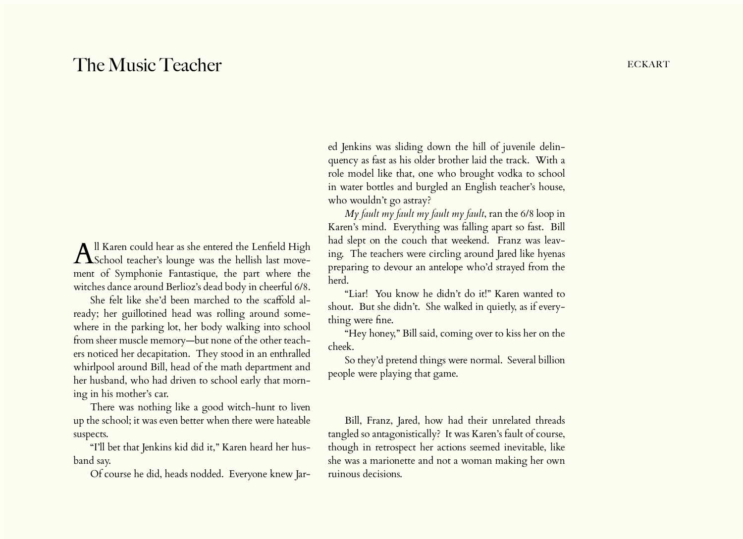# The Music Teacher

All Karen could hear as she entered the Lenfield High School teacher's lounge was the hellish last movement of Symphonie Fantastique, the part where the witches dance around Berlioz's dead body in cheerful 6/8.

She felt like she'd been marched to the scaffold already; her guillotined head was rolling around somewhere in the parking lot, her body walking into school from sheer muscle memory—but none of the other teachers noticed her decapitation. They stood in an enthralled whirlpool around Bill, head of the math department and her husband, who had driven to school early that morning in his mother's car.

There was nothing like a good witch-hunt to liven up the school; it was even better when there were hateable suspects.

"I'll bet that Jenkins kid did it," Karen heard her husband say.

Of course he did, heads nodded. Everyone knew Jared Jenkins was sliding down the hill of juvenile delinquency as fast as his older brother laid the track. With a role model like that, one who brought vodka to school in water bottles and burgled an English teacher's house, who wouldn't go astray?

*My fault my fault my fault my fault*, ran the 6/8 loop in Karen's mind. Everything was falling apart so fast. Bill had slept on the couch that weekend. Franz was leaving. The teachers were circling around Jared like hyenas preparing to devour an antelope who'd strayed from the herd.

"Liar! You know he didn't do it!" Karen wanted to shout. But she didn't. She walked in quietly, as if everything were fine.

"Hey honey," Bill said, coming over to kiss her on the cheek.

So they'd pretend things were normal. Several billion people were playing that game.

Bill, Franz, Jared, how had their unrelated threads tangled so antagonistically? It was Karen's fault of course, though in retrospect her actions seemed inevitable, like she was a marionette and not a woman making her own ruinous decisions.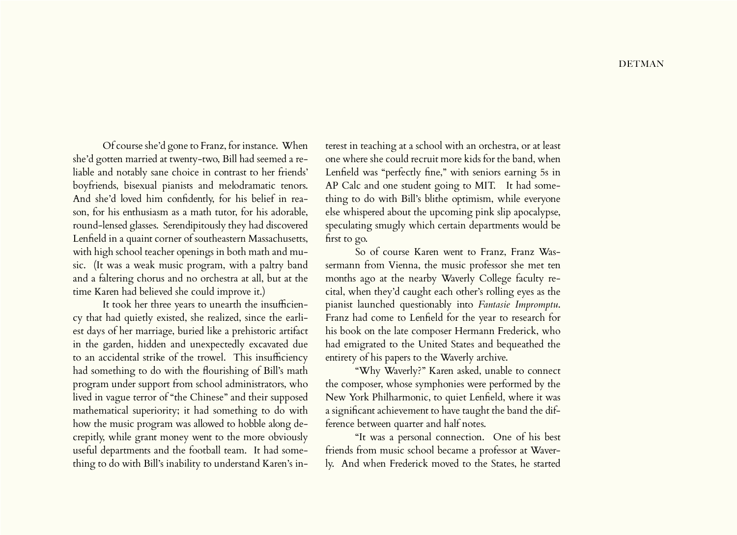Of course she'd gone to Franz, for instance. When she'd gotten married at twenty-two, Bill had seemed a reliable and notably sane choice in contrast to her friends' boyfriends, bisexual pianists and melodramatic tenors. And she'd loved him confidently, for his belief in reason, for his enthusiasm as a math tutor, for his adorable, round-lensed glasses. Serendipitously they had discovered Lenfield in a quaint corner of southeastern Massachusetts, with high school teacher openings in both math and music. (It was a weak music program, with a paltry band and a faltering chorus and no orchestra at all, but at the time Karen had believed she could improve it.)

It took her three years to unearth the insufficiency that had quietly existed, she realized, since the earliest days of her marriage, buried like a prehistoric artifact in the garden, hidden and unexpectedly excavated due to an accidental strike of the trowel. This insufficiency had something to do with the flourishing of Bill's math program under support from school administrators, who lived in vague terror of "the Chinese" and their supposed mathematical superiority; it had something to do with how the music program was allowed to hobble along decrepitly, while grant money went to the more obviously useful departments and the football team. It had something to do with Bill's inability to understand Karen's interest in teaching at a school with an orchestra, or at least one where she could recruit more kids for the band, when Lenfield was "perfectly fine," with seniors earning 5s in AP Calc and one student going to MIT. It had something to do with Bill's blithe optimism, while everyone else whispered about the upcoming pink slip apocalypse, speculating smugly which certain departments would be first to go.

So of course Karen went to Franz, Franz Wassermann from Vienna, the music professor she met ten months ago at the nearby Waverly College faculty recital, when they'd caught each other's rolling eyes as the pianist launched questionably into *Fantasie Impromptu*. Franz had come to Lenfield for the year to research for his book on the late composer Hermann Frederick, who had emigrated to the United States and bequeathed the entirety of his papers to the Waverly archive.

"Why Waverly?" Karen asked, unable to connect the composer, whose symphonies were performed by the New York Philharmonic, to quiet Lenfield, where it was a significant achievement to have taught the band the difference between quarter and half notes.

"It was a personal connection. One of his best friends from music school became a professor at Waverly. And when Frederick moved to the States, he started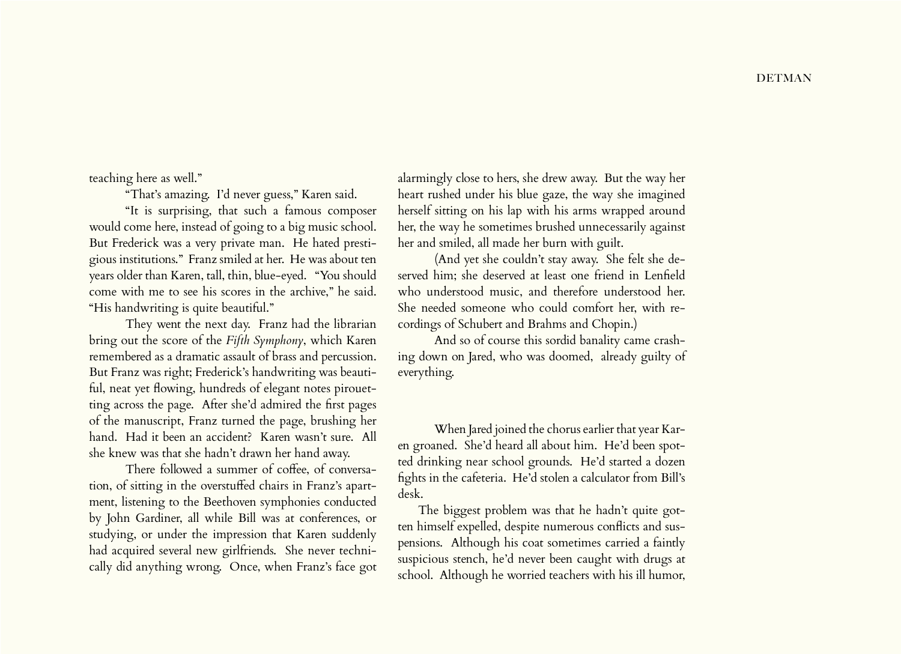teaching here as well."

"That's amazing. I'd never guess," Karen said.

"It is surprising, that such a famous composer would come here, instead of going to a big music school. But Frederick was a very private man. He hated prestigious institutions." Franz smiled at her. He was about ten years older than Karen, tall, thin, blue-eyed. "You should come with me to see his scores in the archive," he said. "His handwriting is quite beautiful."

They went the next day. Franz had the librarian bring out the score of the *Fifth Symphony*, which Karen remembered as a dramatic assault of brass and percussion. But Franz was right; Frederick's handwriting was beautiful, neat yet flowing, hundreds of elegant notes pirouetting across the page. After she'd admired the first pages of the manuscript, Franz turned the page, brushing her hand. Had it been an accident? Karen wasn't sure. All she knew was that she hadn't drawn her hand away.

There followed a summer of coffee, of conversation, of sitting in the overstuffed chairs in Franz's apartment, listening to the Beethoven symphonies conducted by John Gardiner, all while Bill was at conferences, or studying, or under the impression that Karen suddenly had acquired several new girlfriends. She never technically did anything wrong. Once, when Franz's face got alarmingly close to hers, she drew away. But the way her heart rushed under his blue gaze, the way she imagined herself sitting on his lap with his arms wrapped around her, the way he sometimes brushed unnecessarily against her and smiled, all made her burn with guilt.

(And yet she couldn't stay away. She felt she deserved him; she deserved at least one friend in Lenfield who understood music, and therefore understood her. She needed someone who could comfort her, with recordings of Schubert and Brahms and Chopin.)

And so of course this sordid banality came crashing down on Jared, who was doomed, already guilty of everything.

When Jared joined the chorus earlier that year Karen groaned. She'd heard all about him. He'd been spotted drinking near school grounds. He'd started a dozen fights in the cafeteria. He'd stolen a calculator from Bill's desk.

The biggest problem was that he hadn't quite gotten himself expelled, despite numerous conflicts and suspensions. Although his coat sometimes carried a faintly suspicious stench, he'd never been caught with drugs at school. Although he worried teachers with his ill humor,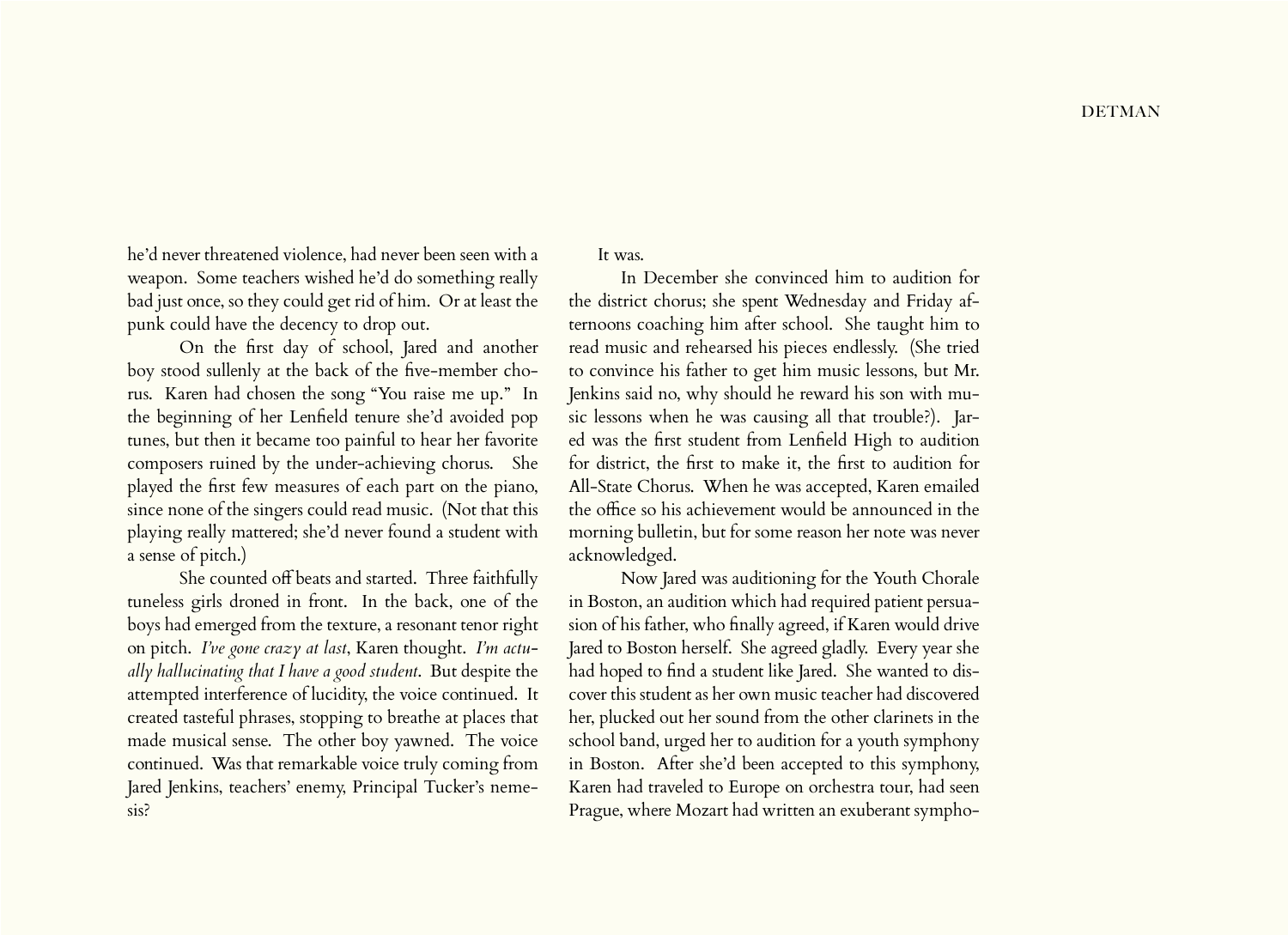he'd never threatened violence, had never been seen with a weapon. Some teachers wished he'd do something really bad just once, so they could get rid of him. Or at least the punk could have the decency to drop out.

On the first day of school, Jared and another boy stood sullenly at the back of the five-member chorus. Karen had chosen the song "You raise me up." In the beginning of her Lenfield tenure she'd avoided pop tunes, but then it became too painful to hear her favorite composers ruined by the under-achieving chorus. She played the first few measures of each part on the piano, since none of the singers could read music. (Not that this playing really mattered; she'd never found a student with a sense of pitch.)

She counted off beats and started. Three faithfully tuneless girls droned in front. In the back, one of the boys had emerged from the texture, a resonant tenor right on pitch. *I've gone crazy at last*, Karen thought. *I'm actually hallucinating that I have a good student*. But despite the attempted interference of lucidity, the voice continued. It created tasteful phrases, stopping to breathe at places that made musical sense. The other boy yawned. The voice continued. Was that remarkable voice truly coming from Jared Jenkins, teachers' enemy, Principal Tucker's nemesis?

It was.

In December she convinced him to audition for the district chorus; she spent Wednesday and Friday afternoons coaching him after school. She taught him to read music and rehearsed his pieces endlessly. (She tried to convince his father to get him music lessons, but Mr. Jenkins said no, why should he reward his son with music lessons when he was causing all that trouble?). Jared was the first student from Lenfield High to audition for district, the first to make it, the first to audition for All-State Chorus. When he was accepted, Karen emailed the office so his achievement would be announced in the morning bulletin, but for some reason her note was never acknowledged.

Now Jared was auditioning for the Youth Chorale in Boston, an audition which had required patient persuasion of his father, who finally agreed, if Karen would drive Jared to Boston herself. She agreed gladly. Every year she had hoped to find a student like Jared. She wanted to discover this student as her own music teacher had discovered her, plucked out her sound from the other clarinets in the school band, urged her to audition for a youth symphony in Boston. After she'd been accepted to this symphony, Karen had traveled to Europe on orchestra tour, had seen Prague, where Mozart had written an exuberant sympho-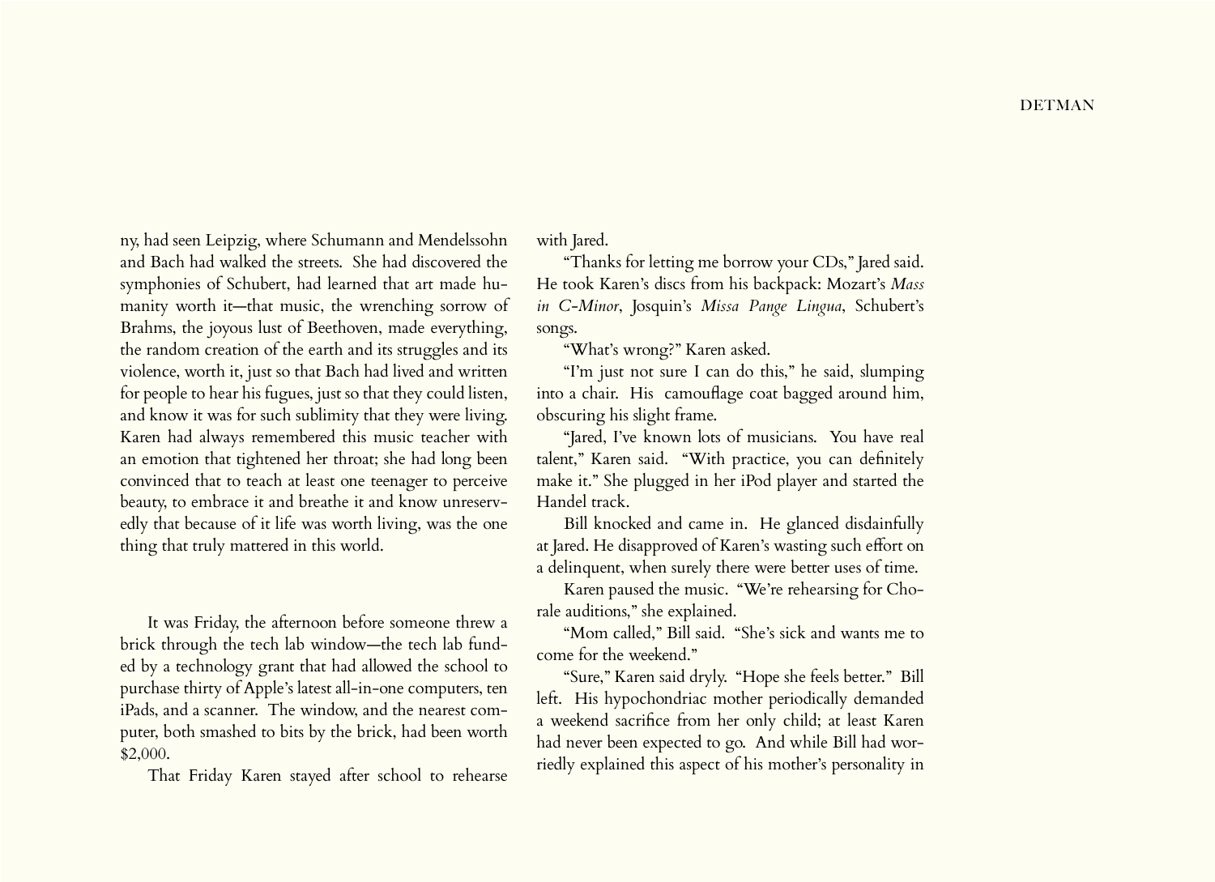ny, had seen Leipzig, where Schumann and Mendelssohn and Bach had walked the streets. She had discovered the symphonies of Schubert, had learned that art made humanity worth it—that music, the wrenching sorrow of Brahms, the joyous lust of Beethoven, made everything, the random creation of the earth and its struggles and its violence, worth it, just so that Bach had lived and written for people to hear his fugues, just so that they could listen, and know it was for such sublimity that they were living. Karen had always remembered this music teacher with an emotion that tightened her throat; she had long been convinced that to teach at least one teenager to perceive beauty, to embrace it and breathe it and know unreservedly that because of it life was worth living, was the one thing that truly mattered in this world.

It was Friday, the afternoon before someone threw a brick through the tech lab window—the tech lab funded by a technology grant that had allowed the school to purchase thirty of Apple's latest all-in-one computers, ten iPads, and a scanner. The window, and the nearest computer, both smashed to bits by the brick, had been worth $2,000.

That Friday Karen stayed after school to rehearse with Jared.

"Thanks for letting me borrow your CDs," Jared said. He took Karen's discs from his backpack: Mozart's *Mass in C-Minor*, Josquin's *Missa Pange Lingua*, Schubert's songs.

"What's wrong?" Karen asked.

"I'm just not sure I can do this," he said, slumping into a chair. His camouflage coat bagged around him, obscuring his slight frame.

"Jared, I've known lots of musicians. You have real talent," Karen said. "With practice, you can definitely make it." She plugged in her iPod player and started the Handel track.

Bill knocked and came in. He glanced disdainfully at Jared. He disapproved of Karen's wasting such effort on a delinquent, when surely there were better uses of time.

Karen paused the music. "We're rehearsing for Chorale auditions," she explained.

"Mom called," Bill said. "She's sick and wants me to come for the weekend."

"Sure," Karen said dryly. "Hope she feels better." Bill left. His hypochondriac mother periodically demanded a weekend sacrifice from her only child; at least Karen had never been expected to go. And while Bill had worriedly explained this aspect of his mother's personality in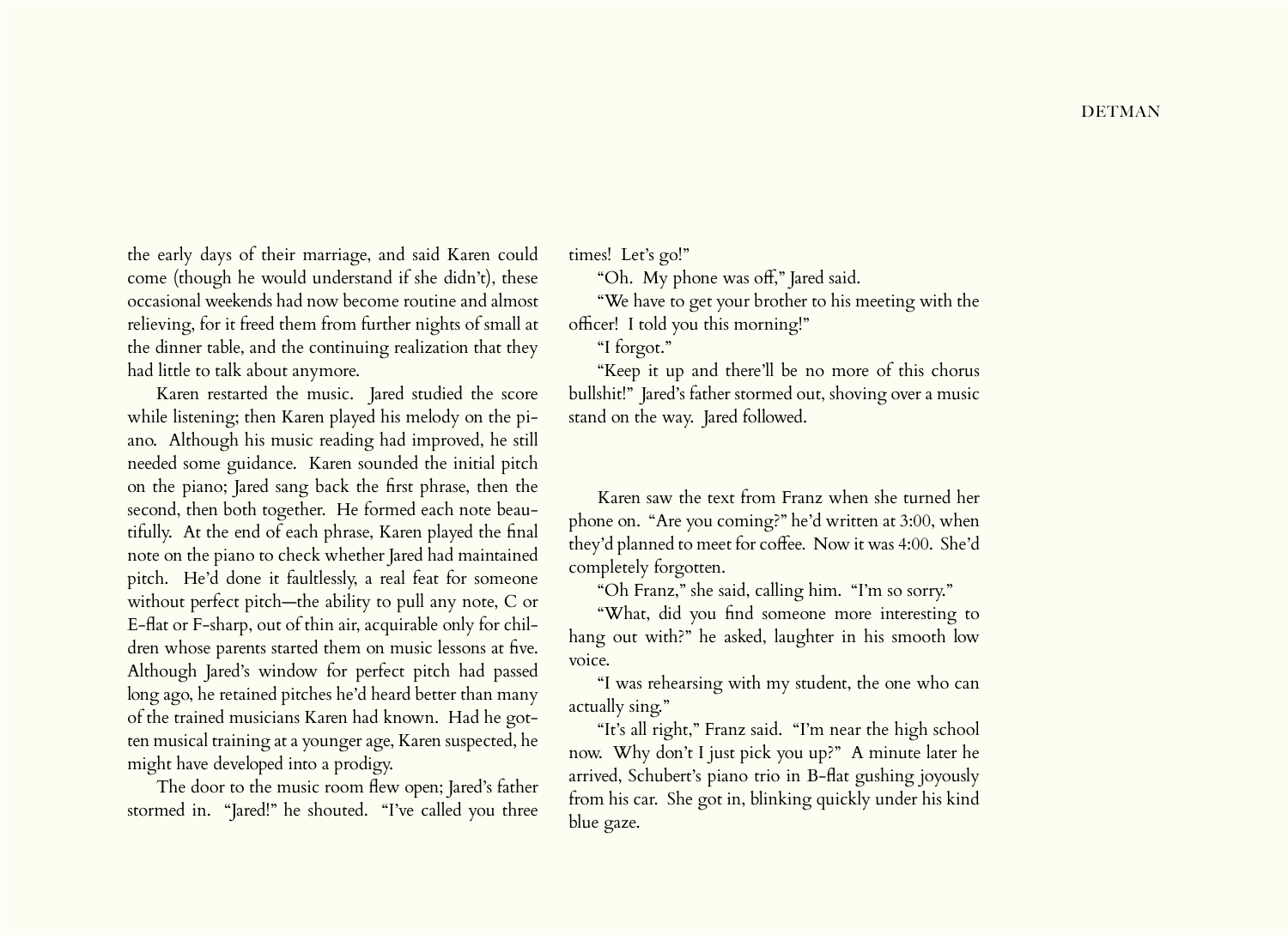the early days of their marriage, and said Karen could come (though he would understand if she didn't), these occasional weekends had now become routine and almost relieving, for it freed them from further nights of small at the dinner table, and the continuing realization that they had little to talk about anymore.

Karen restarted the music. Jared studied the score while listening; then Karen played his melody on the piano. Although his music reading had improved, he still needed some guidance. Karen sounded the initial pitch on the piano; Jared sang back the first phrase, then the second, then both together. He formed each note beautifully. At the end of each phrase, Karen played the final note on the piano to check whether Jared had maintained pitch. He'd done it faultlessly, a real feat for someone without perfect pitch—the ability to pull any note, C or E-flat or F-sharp, out of thin air, acquirable only for children whose parents started them on music lessons at five. Although Jared's window for perfect pitch had passed long ago, he retained pitches he'd heard better than many of the trained musicians Karen had known. Had he gotten musical training at a younger age, Karen suspected, he might have developed into a prodigy.

The door to the music room flew open; Jared's father stormed in. "Jared!" he shouted. "I've called you three times! Let's go!"

"Oh. My phone was off," Jared said.

"We have to get your brother to his meeting with the officer! I told you this morning!"

"I forgot."

"Keep it up and there'll be no more of this chorus bullshit!" Jared's father stormed out, shoving over a music stand on the way. Jared followed.

Karen saw the text from Franz when she turned her phone on. "Are you coming?" he'd written at 3:00, when they'd planned to meet for coffee. Now it was 4:00. She'd completely forgotten.

"Oh Franz," she said, calling him. "I'm so sorry."

"What, did you find someone more interesting to hang out with?" he asked, laughter in his smooth low voice.

"I was rehearsing with my student, the one who can actually sing."

"It's all right," Franz said. "I'm near the high school now. Why don't I just pick you up?" A minute later he arrived, Schubert's piano trio in B-flat gushing joyously from his car. She got in, blinking quickly under his kind blue gaze.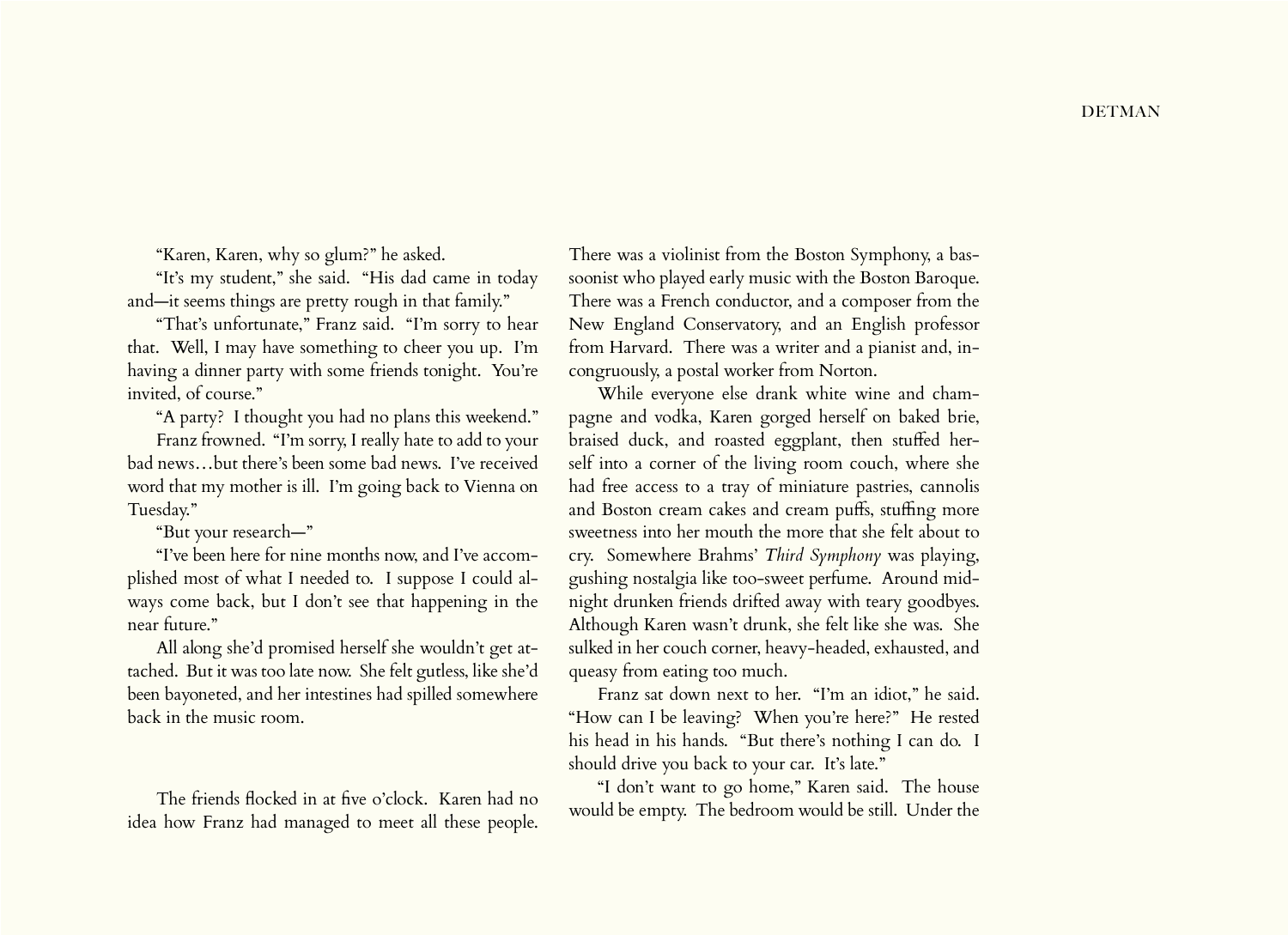"Karen, Karen, why so glum?" he asked.

"It's my student," she said. "His dad came in today and—it seems things are pretty rough in that family."

"That's unfortunate," Franz said. "I'm sorry to hear that. Well, I may have something to cheer you up. I'm having a dinner party with some friends tonight. You're invited, of course."

"A party? I thought you had no plans this weekend."

Franz frowned. "I'm sorry, I really hate to add to your bad news…but there's been some bad news. I've received word that my mother is ill. I'm going back to Vienna on Tuesday."

"But your research—"

"I've been here for nine months now, and I've accomplished most of what I needed to. I suppose I could always come back, but I don't see that happening in the near future."

All along she'd promised herself she wouldn't get attached. But it was too late now. She felt gutless, like she'd been bayoneted, and her intestines had spilled somewhere back in the music room.

The friends flocked in at five o'clock. Karen had no idea how Franz had managed to meet all these people. There was a violinist from the Boston Symphony, a bassoonist who played early music with the Boston Baroque. There was a French conductor, and a composer from the New England Conservatory, and an English professor from Harvard. There was a writer and a pianist and, incongruously, a postal worker from Norton.

While everyone else drank white wine and champagne and vodka, Karen gorged herself on baked brie, braised duck, and roasted eggplant, then stuffed herself into a corner of the living room couch, where she had free access to a tray of miniature pastries, cannolis and Boston cream cakes and cream puffs, stuffing more sweetness into her mouth the more that she felt about to cry. Somewhere Brahms' *Third Symphony* was playing, gushing nostalgia like too-sweet perfume. Around midnight drunken friends drifted away with teary goodbyes. Although Karen wasn't drunk, she felt like she was. She sulked in her couch corner, heavy-headed, exhausted, and queasy from eating too much.

Franz sat down next to her. "I'm an idiot," he said. "How can I be leaving? When you're here?" He rested his head in his hands. "But there's nothing I can do. I should drive you back to your car. It's late."

"I don't want to go home," Karen said. The house would be empty. The bedroom would be still. Under the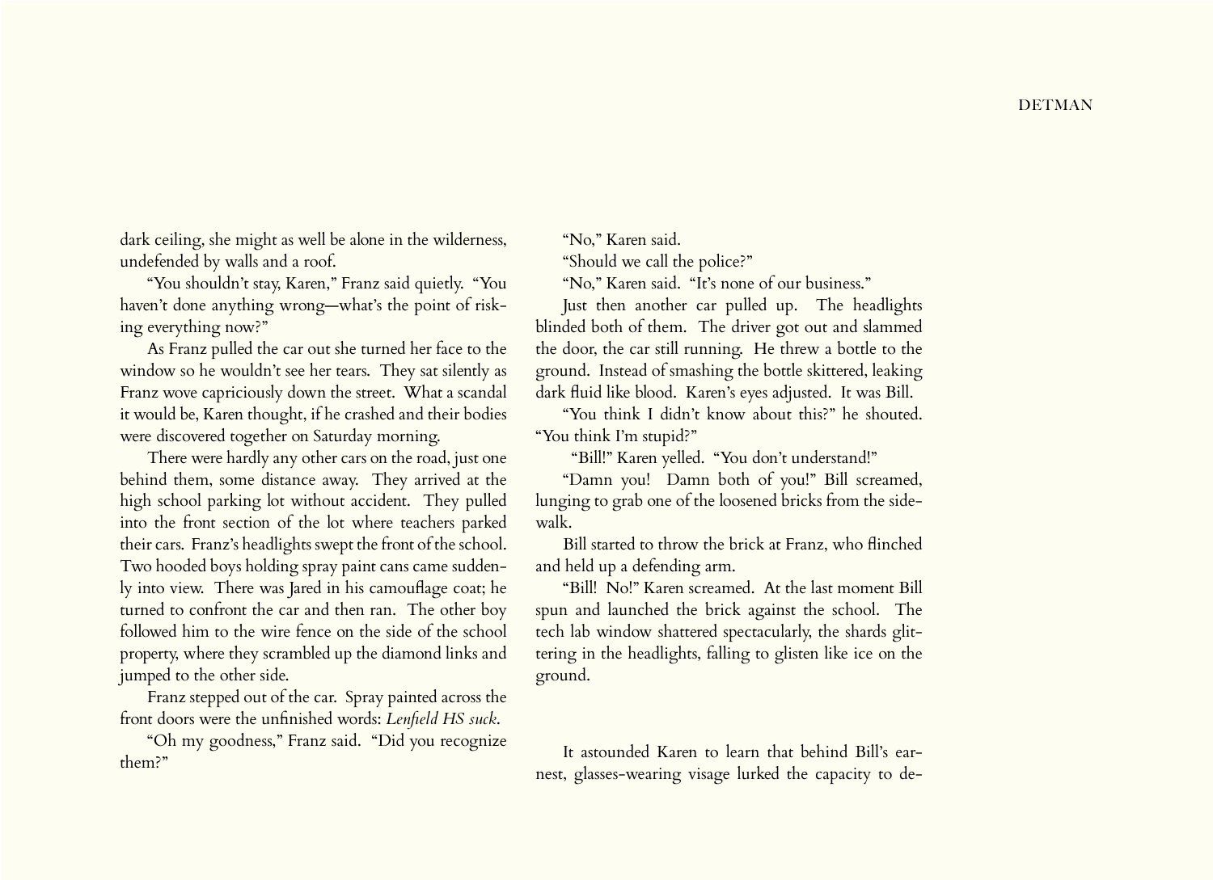dark ceiling, she might as well be alone in the wilderness, undefended by walls and a roof.

"You shouldn't stay, Karen," Franz said quietly. "You haven't done anything wrong—what's the point of risking everything now?"

As Franz pulled the car out she turned her face to the window so he wouldn't see her tears. They sat silently as Franz wove capriciously down the street. What a scandal it would be, Karen thought, if he crashed and their bodies were discovered together on Saturday morning.

There were hardly any other cars on the road, just one behind them, some distance away. They arrived at the high school parking lot without accident. They pulled into the front section of the lot where teachers parked their cars. Franz's headlights swept the front of the school. Two hooded boys holding spray paint cans came suddenly into view. There was Jared in his camouflage coat; he turned to confront the car and then ran. The other boy followed him to the wire fence on the side of the school property, where they scrambled up the diamond links and jumped to the other side.

Franz stepped out of the car. Spray painted across the front doors were the unfinished words: *Lenfield HS suck.*

"Oh my goodness," Franz said. "Did you recognize them?"

"No," Karen said.

"Should we call the police?"

"No," Karen said. "It's none of our business."

Just then another car pulled up. The headlights blinded both of them. The driver got out and slammed the door, the car still running. He threw a bottle to the ground. Instead of smashing the bottle skittered, leaking dark fluid like blood. Karen's eyes adjusted. It was Bill.

"You think I didn't know about this?" he shouted. "You think I'm stupid?"

"Bill!" Karen yelled. "You don't understand!"

"Damn you! Damn both of you!" Bill screamed, lunging to grab one of the loosened bricks from the sidewalk.

Bill started to throw the brick at Franz, who flinched and held up a defending arm.

"Bill! No!" Karen screamed. At the last moment Bill spun and launched the brick against the school. The tech lab window shattered spectacularly, the shards glittering in the headlights, falling to glisten like ice on the ground.

It astounded Karen to learn that behind Bill's earnest, glasses-wearing visage lurked the capacity to de-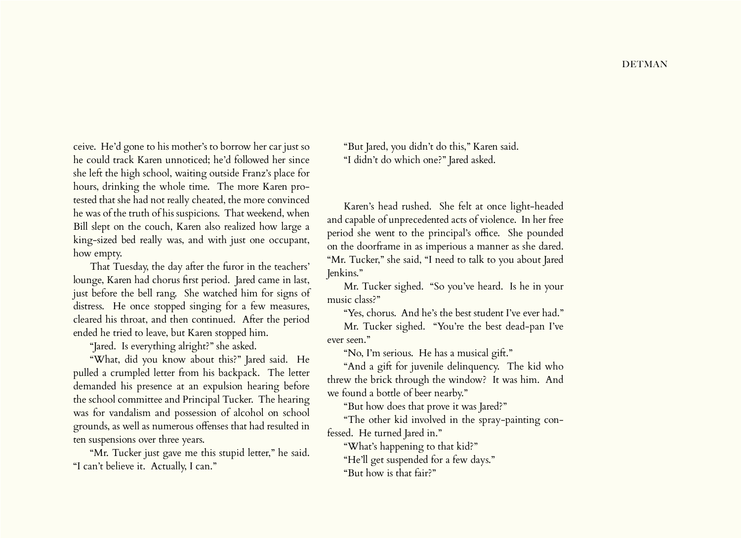ceive. He'd gone to his mother's to borrow her car just so he could track Karen unnoticed; he'd followed her since she left the high school, waiting outside Franz's place for hours, drinking the whole time. The more Karen protested that she had not really cheated, the more convinced he was of the truth of his suspicions. That weekend, when Bill slept on the couch, Karen also realized how large a king-sized bed really was, and with just one occupant, how empty.

That Tuesday, the day after the furor in the teachers' lounge, Karen had chorus first period. Jared came in last, just before the bell rang. She watched him for signs of distress. He once stopped singing for a few measures, cleared his throat, and then continued. After the period ended he tried to leave, but Karen stopped him.

"Jared. Is everything alright?" she asked.

"What, did you know about this?" Jared said. He pulled a crumpled letter from his backpack. The letter demanded his presence at an expulsion hearing before the school committee and Principal Tucker. The hearing was for vandalism and possession of alcohol on school grounds, as well as numerous offenses that had resulted in ten suspensions over three years.

"Mr. Tucker just gave me this stupid letter," he said. "I can't believe it. Actually, I can."

"But Jared, you didn't do this," Karen said.

"I didn't do which one?" Jared asked.

Karen's head rushed. She felt at once light-headed and capable of unprecedented acts of violence. In her free period she went to the principal's office. She pounded on the doorframe in as imperious a manner as she dared. "Mr. Tucker," she said, "I need to talk to you about Jared Jenkins."

Mr. Tucker sighed. "So you've heard. Is he in your music class?"

"Yes, chorus. And he's the best student I've ever had."

Mr. Tucker sighed. "You're the best dead-pan I've ever seen."

"No, I'm serious. He has a musical gift."

"And a gift for juvenile delinquency. The kid who threw the brick through the window? It was him. And we found a bottle of beer nearby."

"But how does that prove it was Jared?"

"The other kid involved in the spray-painting confessed. He turned Jared in."

"What's happening to that kid?"

"He'll get suspended for a few days."

"But how is that fair?"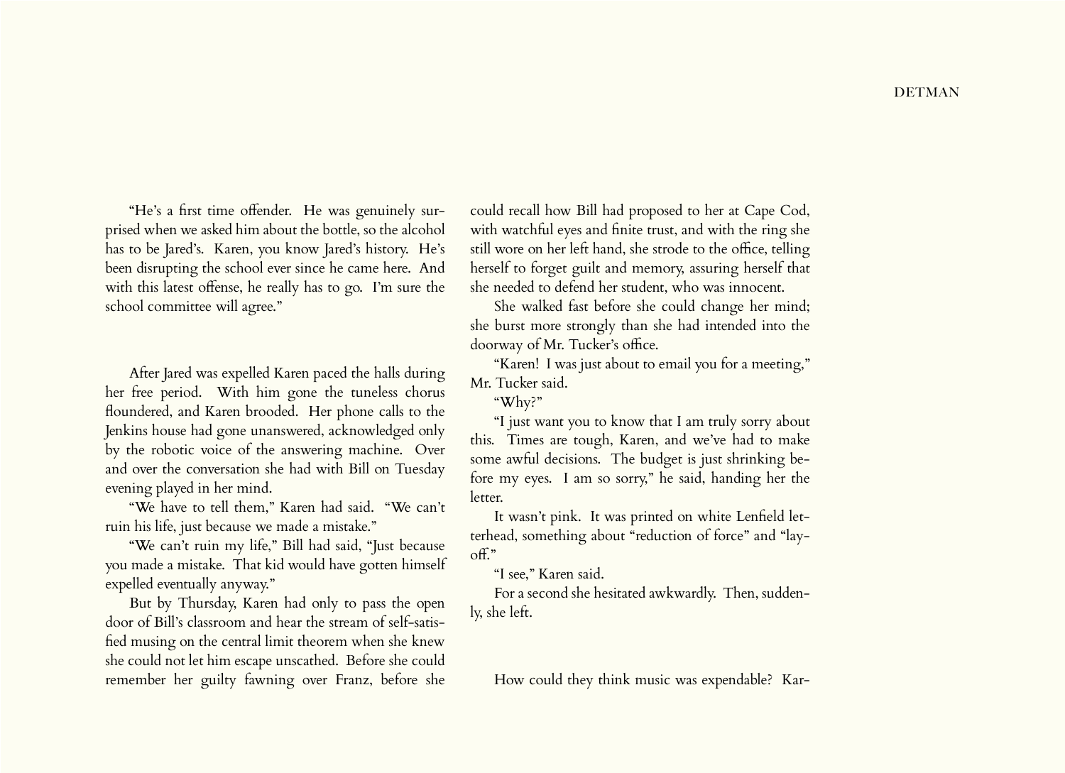"He's a first time offender. He was genuinely surprised when we asked him about the bottle, so the alcohol has to be Jared's. Karen, you know Jared's history. He's been disrupting the school ever since he came here. And with this latest offense, he really has to go. I'm sure the school committee will agree."

After Jared was expelled Karen paced the halls during her free period. With him gone the tuneless chorus floundered, and Karen brooded. Her phone calls to the Jenkins house had gone unanswered, acknowledged only by the robotic voice of the answering machine. Over and over the conversation she had with Bill on Tuesday evening played in her mind.

"We have to tell them," Karen had said. "We can't ruin his life, just because we made a mistake."

"We can't ruin my life," Bill had said, "Just because you made a mistake. That kid would have gotten himself expelled eventually anyway."

But by Thursday, Karen had only to pass the open door of Bill's classroom and hear the stream of self-satisfied musing on the central limit theorem when she knew she could not let him escape unscathed. Before she could remember her guilty fawning over Franz, before she could recall how Bill had proposed to her at Cape Cod, with watchful eyes and finite trust, and with the ring she still wore on her left hand, she strode to the office, telling herself to forget guilt and memory, assuring herself that she needed to defend her student, who was innocent.

She walked fast before she could change her mind; she burst more strongly than she had intended into the doorway of Mr. Tucker's office.

"Karen! I was just about to email you for a meeting," Mr. Tucker said.

"Why?"

"I just want you to know that I am truly sorry about this. Times are tough, Karen, and we've had to make some awful decisions. The budget is just shrinking before my eyes. I am so sorry," he said, handing her the letter.

It wasn't pink. It was printed on white Lenfield letterhead, something about "reduction of force" and "layoff."

"I see," Karen said.

For a second she hesitated awkwardly. Then, suddenly, she left.

How could they think music was expendable? Kar-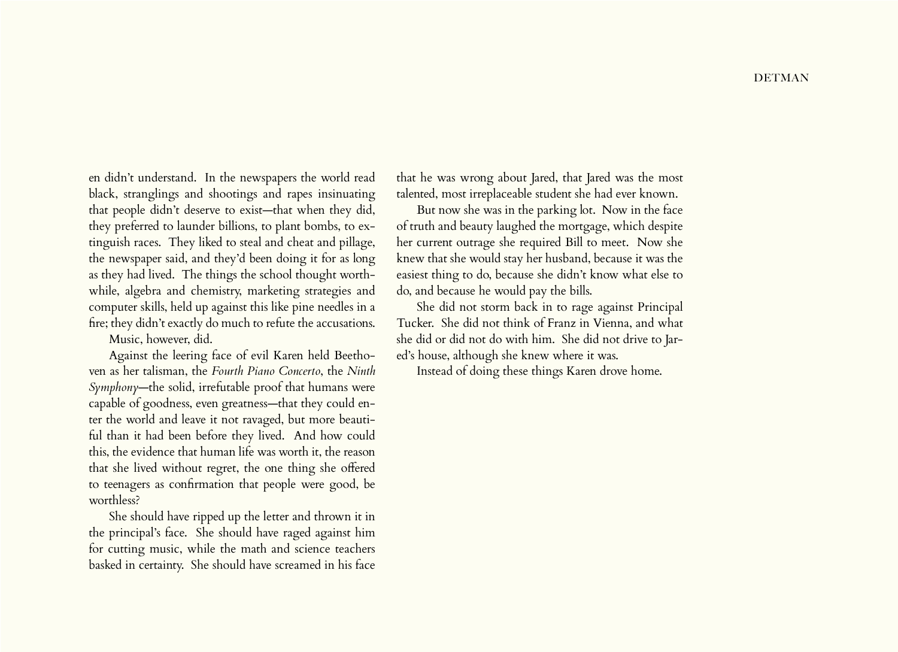en didn't understand. In the newspapers the world read black, stranglings and shootings and rapes insinuating that people didn't deserve to exist—that when they did, they preferred to launder billions, to plant bombs, to extinguish races. They liked to steal and cheat and pillage, the newspaper said, and they'd been doing it for as long as they had lived. The things the school thought worthwhile, algebra and chemistry, marketing strategies and computer skills, held up against this like pine needles in a fire; they didn't exactly do much to refute the accusations.

Music, however, did.

Against the leering face of evil Karen held Beethoven as her talisman, the *Fourth Piano Concerto*, the *Ninth Symphony*—the solid, irrefutable proof that humans were capable of goodness, even greatness—that they could enter the world and leave it not ravaged, but more beautiful than it had been before they lived. And how could this, the evidence that human life was worth it, the reason that she lived without regret, the one thing she offered to teenagers as confirmation that people were good, be worthless?

She should have ripped up the letter and thrown it in the principal's face. She should have raged against him for cutting music, while the math and science teachers basked in certainty. She should have screamed in his face that he was wrong about Jared, that Jared was the most talented, most irreplaceable student she had ever known.

But now she was in the parking lot. Now in the face of truth and beauty laughed the mortgage, which despite her current outrage she required Bill to meet. Now she knew that she would stay her husband, because it was the easiest thing to do, because she didn't know what else to do, and because he would pay the bills.

She did not storm back in to rage against Principal Tucker. She did not think of Franz in Vienna, and what she did or did not do with him. She did not drive to Jared's house, although she knew where it was.

Instead of doing these things Karen drove home.